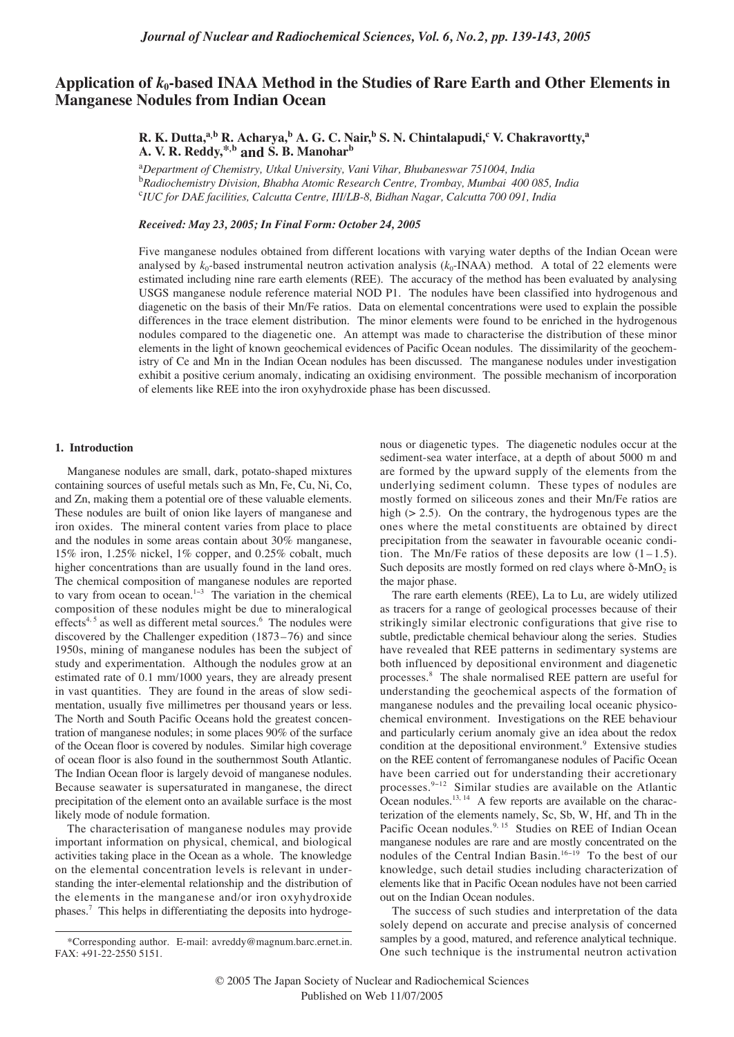# Application of $k_0$-based INAA Method in the Studies of Rare Earth and Other Elements in Manganese Nodules from Indian Ocean

**R. K. Dutta,[a,b] R. Acharya,[b] A. G. C. Nair,[b] S. N. Chintalapudi,[c] V. Chakravortty,[a] A. V. R. Reddy,[*,b] and S. B. Manohar[b]**

[a]*Department of Chemistry, Utkal University, Vani Vihar, Bhubaneswar 751004, India*
[b]*Radiochemistry Division, Bhabha Atomic Research Centre, Trombay, Mumbai 400 085, India*
[c]*IUC for DAE facilities, Calcutta Centre, III/LB-8, Bidhan Nagar, Calcutta 700 091, India*

***Received: May 23, 2005; In Final Form: October 24, 2005***

Five manganese nodules obtained from different locations with varying water depths of the Indian Ocean were analysed by $k_0$-based instrumental neutron activation analysis ($k_0$-INAA) method. A total of 22 elements were estimated including nine rare earth elements (REE). The accuracy of the method has been evaluated by analysing USGS manganese nodule reference material NOD P1. The nodules have been classified into hydrogenous and diagenetic on the basis of their Mn/Fe ratios. Data on elemental concentrations were used to explain the possible differences in the trace element distribution. The minor elements were found to be enriched in the hydrogenous nodules compared to the diagenetic one. An attempt was made to characterise the distribution of these minor elements in the light of known geochemical evidences of Pacific Ocean nodules. The dissimilarity of the geochemistry of Ce and Mn in the Indian Ocean nodules has been discussed. The manganese nodules under investigation exhibit a positive cerium anomaly, indicating an oxidising environment. The possible mechanism of incorporation of elements like REE into the iron oxyhydroxide phase has been discussed.

## 1. Introduction

Manganese nodules are small, dark, potato-shaped mixtures containing sources of useful metals such as Mn, Fe, Cu, Ni, Co, and Zn, making them a potential ore of these valuable elements. These nodules are built of onion like layers of manganese and iron oxides. The mineral content varies from place to place and the nodules in some areas contain about 30% manganese, 15% iron, 1.25% nickel, 1% copper, and 0.25% cobalt, much higher concentrations than are usually found in the land ores. The chemical composition of manganese nodules are reported to vary from ocean to ocean.[1–3] The variation in the chemical composition of these nodules might be due to mineralogical effects[4, 5] as well as different metal sources.[6] The nodules were discovered by the Challenger expedition (1873–76) and since 1950s, mining of manganese nodules has been the subject of study and experimentation. Although the nodules grow at an estimated rate of 0.1 mm/1000 years, they are already present in vast quantities. They are found in the areas of slow sedimentation, usually five millimetres per thousand years or less. The North and South Pacific Oceans hold the greatest concentration of manganese nodules; in some places 90% of the surface of the Ocean floor is covered by nodules. Similar high coverage of ocean floor is also found in the southernmost South Atlantic. The Indian Ocean floor is largely devoid of manganese nodules. Because seawater is supersaturated in manganese, the direct precipitation of the element onto an available surface is the most likely mode of nodule formation.

The characterisation of manganese nodules may provide important information on physical, chemical, and biological activities taking place in the Ocean as a whole. The knowledge on the elemental concentration levels is relevant in understanding the inter-elemental relationship and the distribution of the elements in the manganese and/or iron oxyhydroxide phases.[7] This helps in differentiating the deposits into hydrogenous or diagenetic types. The diagenetic nodules occur at the sediment-sea water interface, at a depth of about 5000 m and are formed by the upward supply of the elements from the underlying sediment column. These types of nodules are mostly formed on siliceous zones and their Mn/Fe ratios are high (> 2.5). On the contrary, the hydrogenous types are the ones where the metal constituents are obtained by direct precipitation from the seawater in favourable oceanic condition. The Mn/Fe ratios of these deposits are low (1 – 1.5). Such deposits are mostly formed on red clays where $\delta$-$MnO_2$ is the major phase.

The rare earth elements (REE), La to Lu, are widely utilized as tracers for a range of geological processes because of their strikingly similar electronic configurations that give rise to subtle, predictable chemical behaviour along the series. Studies have revealed that REE patterns in sedimentary systems are both influenced by depositional environment and diagenetic processes.[8] The shale normalised REE pattern are useful for understanding the geochemical aspects of the formation of manganese nodules and the prevailing local oceanic physicochemical environment. Investigations on the REE behaviour and particularly cerium anomaly give an idea about the redox condition at the depositional environment.[9] Extensive studies on the REE content of ferromanganese nodules of Pacific Ocean have been carried out for understanding their accretionary processes.[9–12] Similar studies are available on the Atlantic Ocean nodules.[13, 14] A few reports are available on the characterization of the elements namely, Sc, Sb, W, Hf, and Th in the Pacific Ocean nodules.[9, 15] Studies on REE of Indian Ocean manganese nodules are rare and are mostly concentrated on the nodules of the Central Indian Basin.[16–19] To the best of our knowledge, such detail studies including characterization of elements like that in Pacific Ocean nodules have not been carried out on the Indian Ocean nodules.

The success of such studies and interpretation of the data solely depend on accurate and precise analysis of concerned samples by a good, matured, and reference analytical technique. One such technique is the instrumental neutron activation

*Corresponding author. E-mail: avreddy@magnum.barc.ernet.in. FAX: +91-22-2550 5151.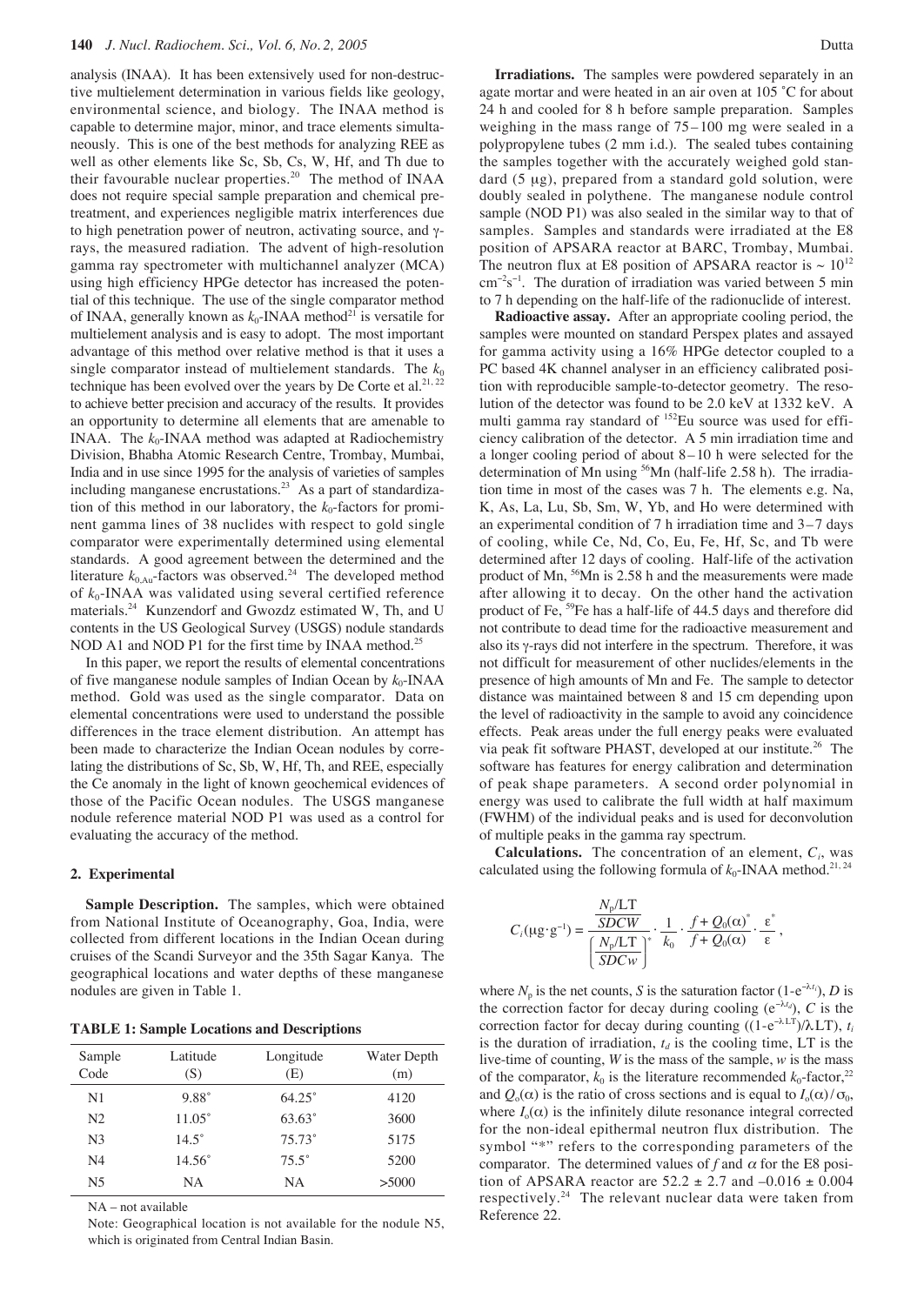analysis (INAA). It has been extensively used for non-destructive multielement determination in various fields like geology, environmental science, and biology. The INAA method is capable to determine major, minor, and trace elements simultaneously. This is one of the best methods for analyzing REE as well as other elements like Sc, Sb, Cs, W, Hf, and Th due to their favourable nuclear properties.[20] The method of INAA does not require special sample preparation and chemical pretreatment, and experiences negligible matrix interferences due to high penetration power of neutron, activating source, and γ-rays, the measured radiation. The advent of high-resolution gamma ray spectrometer with multichannel analyzer (MCA) using high efficiency HPGe detector has increased the potential of this technique. The use of the single comparator method of INAA, generally known as $k_0$-INAA method[21] is versatile for multielement analysis and is easy to adopt. The most important advantage of this method over relative method is that it uses a single comparator instead of multielement standards. The $k_0$ technique has been evolved over the years by De Corte et al.[21, 22] to achieve better precision and accuracy of the results. It provides an opportunity to determine all elements that are amenable to INAA. The $k_0$-INAA method was adapted at Radiochemistry Division, Bhabha Atomic Research Centre, Trombay, Mumbai, India and in use since 1995 for the analysis of varieties of samples including manganese encrustations.[23] As a part of standardization of this method in our laboratory, the $k_0$-factors for prominent gamma lines of 38 nuclides with respect to gold single comparator were experimentally determined using elemental standards. A good agreement between the determined and the literature $k_{0,\mathrm{Au}}$-factors was observed.[24] The developed method of $k_0$-INAA was validated using several certified reference materials.[24] Kunzendorf and Gwozdz estimated W, Th, and U contents in the US Geological Survey (USGS) nodule standards NOD A1 and NOD P1 for the first time by INAA method.[25]

In this paper, we report the results of elemental concentrations of five manganese nodule samples of Indian Ocean by $k_0$-INAA method. Gold was used as the single comparator. Data on elemental concentrations were used to understand the possible differences in the trace element distribution. An attempt has been made to characterize the Indian Ocean nodules by correlating the distributions of Sc, Sb, W, Hf, Th, and REE, especially the Ce anomaly in the light of known geochemical evidences of those of the Pacific Ocean nodules. The USGS manganese nodule reference material NOD P1 was used as a control for evaluating the accuracy of the method.

## 2. Experimental

**Sample Description.** The samples, which were obtained from National Institute of Oceanography, Goa, India, were collected from different locations in the Indian Ocean during cruises of the Scandi Surveyor and the 35th Sagar Kanya. The geographical locations and water depths of these manganese nodules are given in Table 1.

**TABLE 1: Sample Locations and Descriptions**

| Sample Code | Latitude (S) | Longitude (E) | Water Depth (m) |
|---|---|---|---|
| N1 | 9.88˚ | 64.25˚ | 4120 |
| N2 | 11.05˚ | 63.63˚ | 3600 |
| N3 | 14.5˚ | 75.73˚ | 5175 |
| N4 | 14.56˚ | 75.5˚ | 5200 |
| N5 | NA | NA | >5000 |

NA – not available

Note: Geographical location is not available for the nodule N5, which is originated from Central Indian Basin.

**Irradiations.** The samples were powdered separately in an agate mortar and were heated in an air oven at 105 ˚C for about 24 h and cooled for 8 h before sample preparation. Samples weighing in the mass range of 75 – 100 mg were sealed in a polypropylene tubes (2 mm i.d.). The sealed tubes containing the samples together with the accurately weighed gold standard (5 μg), prepared from a standard gold solution, were doubly sealed in polythene. The manganese nodule control sample (NOD P1) was also sealed in the similar way to that of samples. Samples and standards were irradiated at the E8 position of APSARA reactor at BARC, Trombay, Mumbai. The neutron flux at E8 position of APSARA reactor is ~ $10^{12}$ $\mathrm{cm^{-2}s^{-1}}$. The duration of irradiation was varied between 5 min to 7 h depending on the half-life of the radionuclide of interest.

**Radioactive assay.** After an appropriate cooling period, the samples were mounted on standard Perspex plates and assayed for gamma activity using a 16% HPGe detector coupled to a PC based 4K channel analyser in an efficiency calibrated position with reproducible sample-to-detector geometry. The resolution of the detector was found to be 2.0 keV at 1332 keV. A multi gamma ray standard of $^{152}$Eu source was used for efficiency calibration of the detector. A 5 min irradiation time and a longer cooling period of about 8 – 10 h were selected for the determination of Mn using $^{56}$Mn (half-life 2.58 h). The irradiation time in most of the cases was 7 h. The elements e.g. Na, K, As, La, Lu, Sb, Sm, W, Yb, and Ho were determined with an experimental condition of 7 h irradiation time and 3 – 7 days of cooling, while Ce, Nd, Co, Eu, Fe, Hf, Sc, and Tb were determined after 12 days of cooling. Half-life of the activation product of Mn, $^{56}$Mn is 2.58 h and the measurements were made after allowing it to decay. On the other hand the activation product of Fe, $^{59}$Fe has a half-life of 44.5 days and therefore did not contribute to dead time for the radioactive measurement and also its γ-rays did not interfere in the spectrum. Therefore, it was not difficult for measurement of other nuclides/elements in the presence of high amounts of Mn and Fe. The sample to detector distance was maintained between 8 and 15 cm depending upon the level of radioactivity in the sample to avoid any coincidence effects. Peak areas under the full energy peaks were evaluated via peak fit software PHAST, developed at our institute.[26] The software has features for energy calibration and determination of peak shape parameters. A second order polynomial in energy was used to calibrate the full width at half maximum (FWHM) of the individual peaks and is used for deconvolution of multiple peaks in the gamma ray spectrum.

**Calculations.** The concentration of an element, $C_i$, was calculated using the following formula of $k_0$-INAA method.[21, 24]

$$C_i(\mu\mathrm{g \cdot g^{-1}}) = \frac{\dfrac{N_\mathrm{p}/\mathrm{LT}}{SDCW}}{\left(\dfrac{N_\mathrm{p}/\mathrm{LT}}{SDCw}\right)^*} \cdot \frac{1}{k_0} \cdot \frac{f + Q_0(\alpha)^*}{f + Q_0(\alpha)} \cdot \frac{\varepsilon^*}{\varepsilon},$$

where $N_\mathrm{p}$ is the net counts, $S$ is the saturation factor $(1\text{-}e^{-\lambda t_i})$, $D$ is the correction factor for decay during cooling $(e^{-\lambda t_d})$, $C$ is the correction factor for decay during counting $((1\text{-}e^{-\lambda \mathrm{LT}})/\lambda \mathrm{LT})$, $t_i$ is the duration of irradiation, $t_d$ is the cooling time, LT is the live-time of counting, $W$ is the mass of the sample, $w$ is the mass of the comparator, $k_0$ is the literature recommended $k_0$-factor,[22] and $Q_\mathrm{o}(\alpha)$ is the ratio of cross sections and is equal to $I_\mathrm{o}(\alpha)/\sigma_0$, where $I_\mathrm{o}(\alpha)$ is the infinitely dilute resonance integral corrected for the non-ideal epithermal neutron flux distribution. The symbol "*" refers to the corresponding parameters of the comparator. The determined values of $f$ and $\alpha$ for the E8 position of APSARA reactor are 52.2 ± 2.7 and –0.016 ± 0.004 respectively.[24] The relevant nuclear data were taken from Reference 22.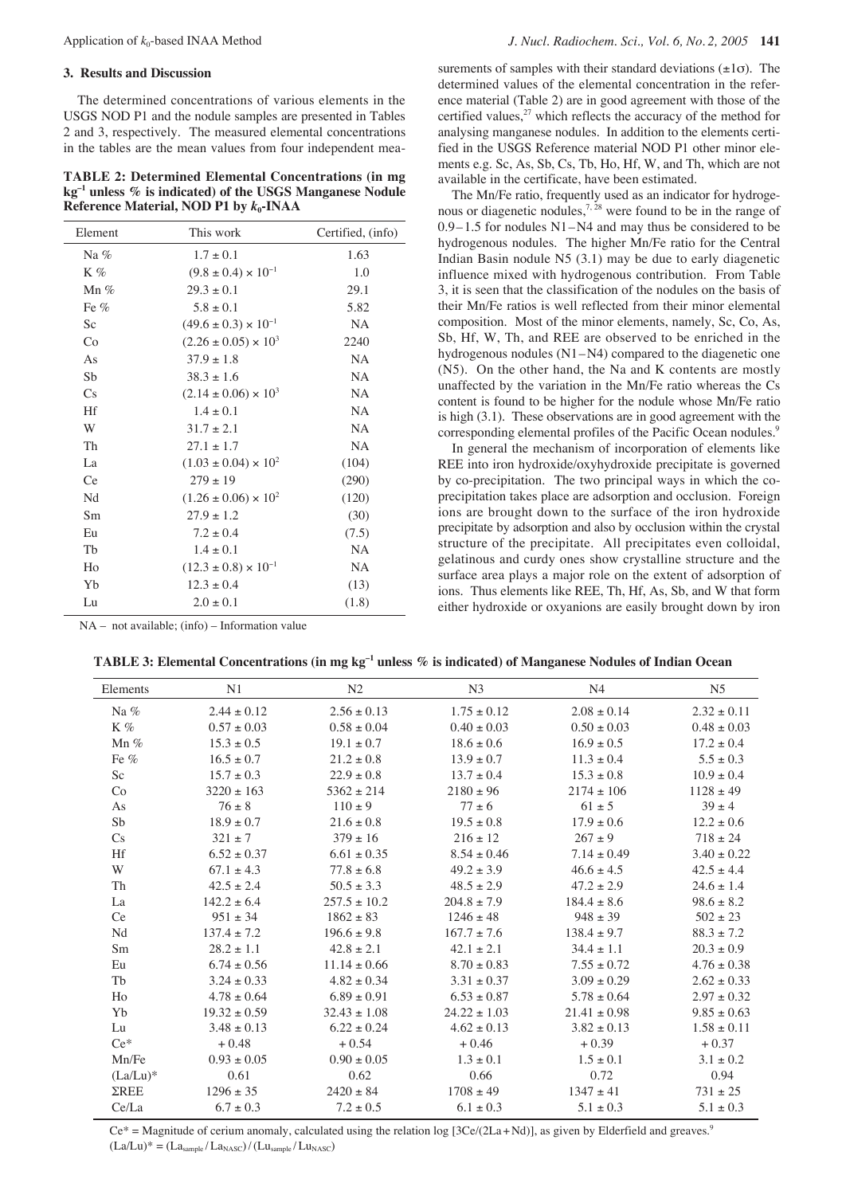### 3. Results and Discussion

The determined concentrations of various elements in the USGS NOD P1 and the nodule samples are presented in Tables 2 and 3, respectively. The measured elemental concentrations in the tables are the mean values from four independent measurements of samples with their standard deviations ($\pm 1\sigma$). The determined values of the elemental concentration in the reference material (Table 2) are in good agreement with those of the certified values,[27] which reflects the accuracy of the method for analysing manganese nodules. In addition to the elements certified in the USGS Reference material NOD P1 other minor elements e.g. Sc, As, Sb, Cs, Tb, Ho, Hf, W, and Th, which are not available in the certificate, have been estimated.

**TABLE 2: Determined Elemental Concentrations (in mg kg$^{-1}$ unless % is indicated) of the USGS Manganese Nodule Reference Material, NOD P1 by $k_0$-INAA**

| Element | This work | Certified, (info) |
|---|---|---|
| Na % | $1.7 \pm 0.1$ | 1.63 |
| K % | $(9.8 \pm 0.4) \times 10^{-1}$ | 1.0 |
| Mn % | $29.3 \pm 0.1$ | 29.1 |
| Fe % | $5.8 \pm 0.1$ | 5.82 |
| Sc | $(49.6 \pm 0.3) \times 10^{-1}$ | NA |
| Co | $(2.26 \pm 0.05) \times 10^{3}$ | 2240 |
| As | $37.9 \pm 1.8$ | NA |
| Sb | $38.3 \pm 1.6$ | NA |
| Cs | $(2.14 \pm 0.06) \times 10^{3}$ | NA |
| Hf | $1.4 \pm 0.1$ | NA |
| W | $31.7 \pm 2.1$ | NA |
| Th | $27.1 \pm 1.7$ | NA |
| La | $(1.03 \pm 0.04) \times 10^{2}$ | (104) |
| Ce | $279 \pm 19$ | (290) |
| Nd | $(1.26 \pm 0.06) \times 10^{2}$ | (120) |
| Sm | $27.9 \pm 1.2$ | (30) |
| Eu | $7.2 \pm 0.4$ | (7.5) |
| Tb | $1.4 \pm 0.1$ | NA |
| Ho | $(12.3 \pm 0.8) \times 10^{-1}$ | NA |
| Yb | $12.3 \pm 0.4$ | (13) |
| Lu | $2.0 \pm 0.1$ | (1.8) |

NA – not available; (info) – Information value

The Mn/Fe ratio, frequently used as an indicator for hydrogenous or diagenetic nodules,[7, 28] were found to be in the range of 0.9 – 1.5 for nodules N1 – N4 and may thus be considered to be hydrogenous nodules. The higher Mn/Fe ratio for the Central Indian Basin nodule N5 (3.1) may be due to early diagenetic influence mixed with hydrogenous contribution. From Table 3, it is seen that the classification of the nodules on the basis of their Mn/Fe ratios is well reflected from their minor elemental composition. Most of the minor elements, namely, Sc, Co, As, Sb, Hf, W, Th, and REE are observed to be enriched in the hydrogenous nodules (N1 – N4) compared to the diagenetic one (N5). On the other hand, the Na and K contents are mostly unaffected by the variation in the Mn/Fe ratio whereas the Cs content is found to be higher for the nodule whose Mn/Fe ratio is high (3.1). These observations are in good agreement with the corresponding elemental profiles of the Pacific Ocean nodules.[9]

In general the mechanism of incorporation of elements like REE into iron hydroxide/oxyhydroxide precipitate is governed by co-precipitation. The two principal ways in which the co-precipitation takes place are adsorption and occlusion. Foreign ions are brought down to the surface of the iron hydroxide precipitate by adsorption and also by occlusion within the crystal structure of the precipitate. All precipitates even colloidal, gelatinous and curdy ones show crystalline structure and the surface area plays a major role on the extent of adsorption of ions. Thus elements like REE, Th, Hf, As, Sb, and W that form either hydroxide or oxyanions are easily brought down by iron

**TABLE 3: Elemental Concentrations (in mg kg$^{-1}$ unless % is indicated) of Manganese Nodules of Indian Ocean**

| Elements | N1 | N2 | N3 | N4 | N5 |
|---|---|---|---|---|---|
| Na % | $2.44 \pm 0.12$ | $2.56 \pm 0.13$ | $1.75 \pm 0.12$ | $2.08 \pm 0.14$ | $2.32 \pm 0.11$ |
| K % | $0.57 \pm 0.03$ | $0.58 \pm 0.04$ | $0.40 \pm 0.03$ | $0.50 \pm 0.03$ | $0.48 \pm 0.03$ |
| Mn % | $15.3 \pm 0.5$ | $19.1 \pm 0.7$ | $18.6 \pm 0.6$ | $16.9 \pm 0.5$ | $17.2 \pm 0.4$ |
| Fe % | $16.5 \pm 0.7$ | $21.2 \pm 0.8$ | $13.9 \pm 0.7$ | $11.3 \pm 0.4$ | $5.5 \pm 0.3$ |
| Sc | $15.7 \pm 0.3$ | $22.9 \pm 0.8$ | $13.7 \pm 0.4$ | $15.3 \pm 0.8$ | $10.9 \pm 0.4$ |
| Co | $3220 \pm 163$ | $5362 \pm 214$ | $2180 \pm 96$ | $2174 \pm 106$ | $1128 \pm 49$ |
| As | $76 \pm 8$ | $110 \pm 9$ | $77 \pm 6$ | $61 \pm 5$ | $39 \pm 4$ |
| Sb | $18.9 \pm 0.7$ | $21.6 \pm 0.8$ | $19.5 \pm 0.8$ | $17.9 \pm 0.6$ | $12.2 \pm 0.6$ |
| Cs | $321 \pm 7$ | $379 \pm 16$ | $216 \pm 12$ | $267 \pm 9$ | $718 \pm 24$ |
| Hf | $6.52 \pm 0.37$ | $6.61 \pm 0.35$ | $8.54 \pm 0.46$ | $7.14 \pm 0.49$ | $3.40 \pm 0.22$ |
| W | $67.1 \pm 4.3$ | $77.8 \pm 6.8$ | $49.2 \pm 3.9$ | $46.6 \pm 4.5$ | $42.5 \pm 4.4$ |
| Th | $42.5 \pm 2.4$ | $50.5 \pm 3.3$ | $48.5 \pm 2.9$ | $47.2 \pm 2.9$ | $24.6 \pm 1.4$ |
| La | $142.2 \pm 6.4$ | $257.5 \pm 10.2$ | $204.8 \pm 7.9$ | $184.4 \pm 8.6$ | $98.6 \pm 8.2$ |
| Ce | $951 \pm 34$ | $1862 \pm 83$ | $1246 \pm 48$ | $948 \pm 39$ | $502 \pm 23$ |
| Nd | $137.4 \pm 7.2$ | $196.6 \pm 9.8$ | $167.7 \pm 7.6$ | $138.4 \pm 9.7$ | $88.3 \pm 7.2$ |
| Sm | $28.2 \pm 1.1$ | $42.8 \pm 2.1$ | $42.1 \pm 2.1$ | $34.4 \pm 1.1$ | $20.3 \pm 0.9$ |
| Eu | $6.74 \pm 0.56$ | $11.14 \pm 0.66$ | $8.70 \pm 0.83$ | $7.55 \pm 0.72$ | $4.76 \pm 0.38$ |
| Tb | $3.24 \pm 0.33$ | $4.82 \pm 0.34$ | $3.31 \pm 0.37$ | $3.09 \pm 0.29$ | $2.62 \pm 0.33$ |
| Ho | $4.78 \pm 0.64$ | $6.89 \pm 0.91$ | $6.53 \pm 0.87$ | $5.78 \pm 0.64$ | $2.97 \pm 0.32$ |
| Yb | $19.32 \pm 0.59$ | $32.43 \pm 1.08$ | $24.22 \pm 1.03$ | $21.41 \pm 0.98$ | $9.85 \pm 0.63$ |
| Lu | $3.48 \pm 0.13$ | $6.22 \pm 0.24$ | $4.62 \pm 0.13$ | $3.82 \pm 0.13$ | $1.58 \pm 0.11$ |
| Ce* | + 0.48 | + 0.54 | + 0.46 | + 0.39 | + 0.37 |
| Mn/Fe | $0.93 \pm 0.05$ | $0.90 \pm 0.05$ | $1.3 \pm 0.1$ | $1.5 \pm 0.1$ | $3.1 \pm 0.2$ |
| (La/Lu)* | 0.61 | 0.62 | 0.66 | 0.72 | 0.94 |
| ΣREE | $1296 \pm 35$ | $2420 \pm 84$ | $1708 \pm 49$ | $1347 \pm 41$ | $731 \pm 25$ |
| Ce/La | $6.7 \pm 0.3$ | $7.2 \pm 0.5$ | $6.1 \pm 0.3$ | $5.1 \pm 0.3$ | $5.1 \pm 0.3$ |

Ce* = Magnitude of cerium anomaly, calculated using the relation log [3Ce/(2La + Nd)], as given by Elderfield and greaves.[9]

$(La/Lu)^* = (La_{sample} / La_{NASC}) / (Lu_{sample} / Lu_{NASC})$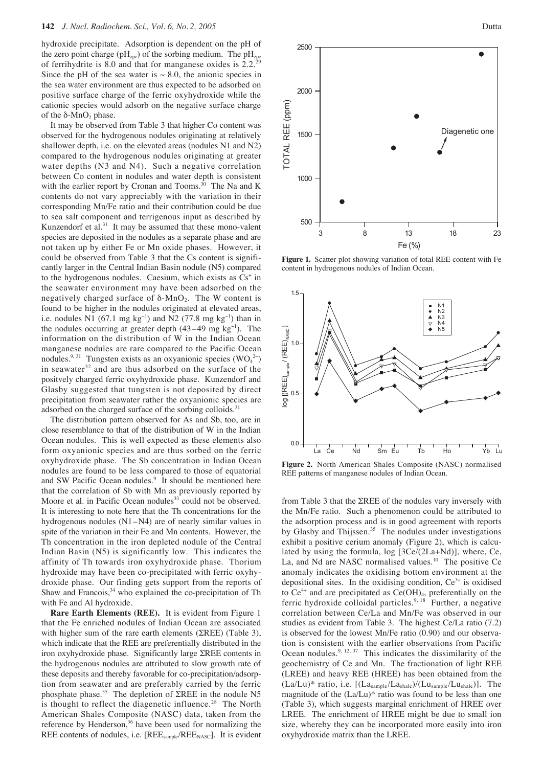hydroxide precipitate. Adsorption is dependent on the pH of the zero point charge ($pH_{zpc}$) of the sorbing medium. The $pH_{zpc}$ of ferrihydrite is 8.0 and that for manganese oxides is 2.2.[29] Since the pH of the sea water is ~ 8.0, the anionic species in the sea water environment are thus expected to be adsorbed on positive surface charge of the ferric oxyhydroxide while the cationic species would adsorb on the negative surface charge of the $\delta$-$MnO_2$ phase.

It may be observed from Table 3 that higher Co content was observed for the hydrogenous nodules originating at relatively shallower depth, i.e. on the elevated areas (nodules N1 and N2) compared to the hydrogenous nodules originating at greater water depths (N3 and N4). Such a negative correlation between Co content in nodules and water depth is consistent with the earlier report by Cronan and Tooms.[30] The Na and K contents do not vary appreciably with the variation in their corresponding Mn/Fe ratio and their contribution could be due to sea salt component and terrigenous input as described by Kunzendorf et al.[31] It may be assumed that these mono-valent species are deposited in the nodules as a separate phase and are not taken up by either Fe or Mn oxide phases. However, it could be observed from Table 3 that the Cs content is significantly larger in the Central Indian Basin nodule (N5) compared to the hydrogenous nodules. Caesium, which exists as $Cs^+$ in the seawater environment may have been adsorbed on the negatively charged surface of $\delta$-$MnO_2$. The W content is found to be higher in the nodules originated at elevated areas, i.e. nodules N1 (67.1 mg $kg^{-1}$) and N2 (77.8 mg $kg^{-1}$) than in the nodules occurring at greater depth (43–49 mg $kg^{-1}$). The information on the distribution of W in the Indian Ocean manganese nodules are rare compared to the Pacific Ocean nodules.[9, 31] Tungsten exists as an oxyanionic species ($WO_4^{2-}$) in seawater[32] and are thus adsorbed on the surface of the positvely charged ferric oxyhydroxide phase. Kunzendorf and Glasby suggested that tungsten is not deposited by direct precipitation from seawater rather the oxyanionic species are adsorbed on the charged surface of the sorbing colloids.[31]

The distribution pattern observed for As and Sb, too, are in close resemblance to that of the distribution of W in the Indian Ocean nodules. This is well expected as these elements also form oxyanionic species and are thus sorbed on the ferric oxyhydroxide phase. The Sb concentration in Indian Ocean nodules are found to be less compared to those of equatorial and SW Pacific Ocean nodules.[9] It should be mentioned here that the correlation of Sb with Mn as previously reported by Moore et al. in Pacific Ocean nodules[33] could not be observed. It is interesting to note here that the Th concentrations for the hydrogenous nodules (N1–N4) are of nearly similar values in spite of the variation in their Fe and Mn contents. However, the Th concentration in the iron depleted nodule of the Central Indian Basin (N5) is significantly low. This indicates the affinity of Th towards iron oxyhydroxide phase. Thorium hydroxide may have been co-precipitated with ferric oxyhydroxide phase. Our finding gets support from the reports of Shaw and Francois,[34] who explained the co-precipitation of Th with Fe and Al hydroxide.

**Rare Earth Elements (REE).** It is evident from Figure 1 that the Fe enriched nodules of Indian Ocean are associated with higher sum of the rare earth elements ($\Sigma$REE) (Table 3), which indicate that the REE are preferentially distributed in the iron oxyhydroxide phase. Significantly large $\Sigma$REE contents in the hydrogenous nodules are attributed to slow growth rate of these deposits and thereby favorable for co-precipitation/adsorption from seawater and are preferably carried by the ferric phosphate phase.[35] The depletion of $\Sigma$REE in the nodule N5 is thought to reflect the diagenetic influence.[28] The North American Shales Composite (NASC) data, taken from the reference by Henderson,[36] have been used for normalizing the REE contents of nodules, i.e. [$REE_{sample}/REE_{NASC}$]. It is evident from Table 3 that the $\Sigma$REE of the nodules vary inversely with the Mn/Fe ratio. Such a phenomenon could be attributed to the adsorption process and is in good agreement with reports by Glasby and Thijssen.[35] The nodules under investigations exhibit a positive cerium anomaly (Figure 2), which is calculated by using the formula, log [3Ce/(2La+Nd)], where, Ce, La, and Nd are NASC normalised values.[10] The positive Ce anomaly indicates the oxidising bottom environment at the depositional sites. In the oxidising condition, $Ce^{3+}$ is oxidised to $Ce^{4+}$ and are precipitated as $Ce(OH)_4$, preferentially on the ferric hydroxide colloidal particles.[9, 18] Further, a negative correlation between Ce/La and Mn/Fe was observed in our studies as evident from Table 3. The highest Ce/La ratio (7.2) is observed for the lowest Mn/Fe ratio (0.90) and our observation is consistent with the earlier observations from Pacific Ocean nodules.[9, 12, 37] This indicates the dissimilarity of the geochemistry of Ce and Mn. The fractionation of light REE (LREE) and heavy REE (HREE) has been obtained from the (La/Lu)* ratio, i.e. [$(La_{sample}/La_{shale})/(Lu_{sample}/Lu_{shale})$]. The magnitude of the (La/Lu)* ratio was found to be less than one (Table 3), which suggests marginal enrichment of HREE over LREE. The enrichment of HREE might be due to small ion size, whereby they can be incorporated more easily into iron oxyhydroxide matrix than the LREE.

**Figure 1.** Scatter plot showing variation of total REE content with Fe content in hydrogenous nodules of Indian Ocean.

**Figure 2.** North American Shales Composite (NASC) normalised REE patterns of manganese nodules of Indian Ocean.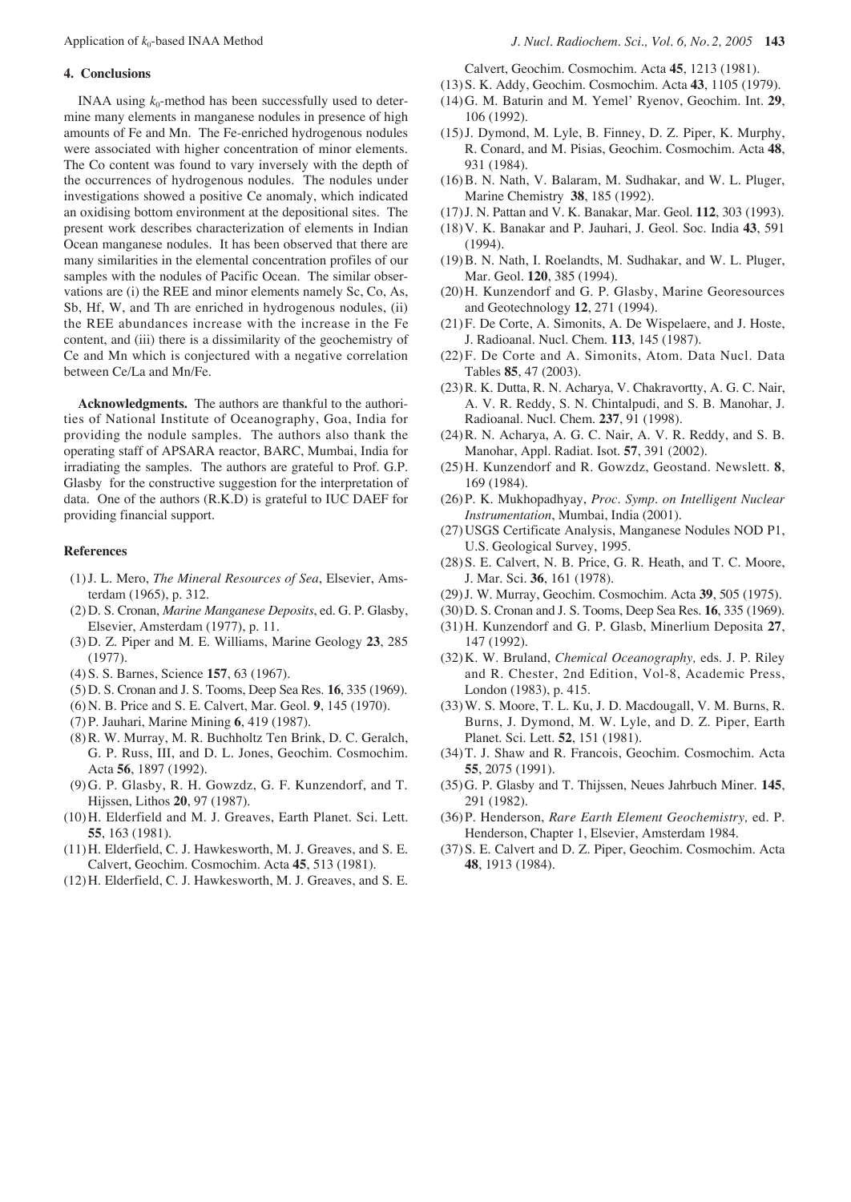### 4. Conclusions

INAA using $k_0$-method has been successfully used to determine many elements in manganese nodules in presence of high amounts of Fe and Mn. The Fe-enriched hydrogenous nodules were associated with higher concentration of minor elements. The Co content was found to vary inversely with the depth of the occurrences of hydrogenous nodules. The nodules under investigations showed a positive Ce anomaly, which indicated an oxidising bottom environment at the depositional sites. The present work describes characterization of elements in Indian Ocean manganese nodules. It has been observed that there are many similarities in the elemental concentration profiles of our samples with the nodules of Pacific Ocean. The similar observations are (i) the REE and minor elements namely Sc, Co, As, Sb, Hf, W, and Th are enriched in hydrogenous nodules, (ii) the REE abundances increase with the increase in the Fe content, and (iii) there is a dissimilarity of the geochemistry of Ce and Mn which is conjectured with a negative correlation between Ce/La and Mn/Fe.

**Acknowledgments.** The authors are thankful to the authorities of National Institute of Oceanography, Goa, India for providing the nodule samples. The authors also thank the operating staff of APSARA reactor, BARC, Mumbai, India for irradiating the samples. The authors are grateful to Prof. G.P. Glasby for the constructive suggestion for the interpretation of data. One of the authors (R.K.D) is grateful to IUC DAEF for providing financial support.

### References

(1) J. L. Mero, *The Mineral Resources of Sea*, Elsevier, Amsterdam (1965), p. 312.
(2) D. S. Cronan, *Marine Manganese Deposits*, ed. G. P. Glasby, Elsevier, Amsterdam (1977), p. 11.
(3) D. Z. Piper and M. E. Williams, Marine Geology **23**, 285 (1977).
(4) S. S. Barnes, Science **157**, 63 (1967).
(5) D. S. Cronan and J. S. Tooms, Deep Sea Res. **16**, 335 (1969).
(6) N. B. Price and S. E. Calvert, Mar. Geol. **9**, 145 (1970).
(7) P. Jauhari, Marine Mining **6**, 419 (1987).
(8) R. W. Murray, M. R. Buchholtz Ten Brink, D. C. Geralch, G. P. Russ, III, and D. L. Jones, Geochim. Cosmochim. Acta **56**, 1897 (1992).
(9) G. P. Glasby, R. H. Gowzdz, G. F. Kunzendorf, and T. Hijssen, Lithos **20**, 97 (1987).
(10) H. Elderfield and M. J. Greaves, Earth Planet. Sci. Lett. **55**, 163 (1981).
(11) H. Elderfield, C. J. Hawkesworth, M. J. Greaves, and S. E. Calvert, Geochim. Cosmochim. Acta **45**, 513 (1981).
(12) H. Elderfield, C. J. Hawkesworth, M. J. Greaves, and S. E. Calvert, Geochim. Cosmochim. Acta **45**, 1213 (1981).
(13) S. K. Addy, Geochim. Cosmochim. Acta **43**, 1105 (1979).
(14) G. M. Baturin and M. Yemel' Ryenov, Geochim. Int. **29**, 106 (1992).
(15) J. Dymond, M. Lyle, B. Finney, D. Z. Piper, K. Murphy, R. Conard, and M. Pisias, Geochim. Cosmochim. Acta **48**, 931 (1984).
(16) B. N. Nath, V. Balaram, M. Sudhakar, and W. L. Pluger, Marine Chemistry **38**, 185 (1992).
(17) J. N. Pattan and V. K. Banakar, Mar. Geol. **112**, 303 (1993).
(18) V. K. Banakar and P. Jauhari, J. Geol. Soc. India **43**, 591 (1994).
(19) B. N. Nath, I. Roelandts, M. Sudhakar, and W. L. Pluger, Mar. Geol. **120**, 385 (1994).
(20) H. Kunzendorf and G. P. Glasby, Marine Georesources and Geotechnology **12**, 271 (1994).
(21) F. De Corte, A. Simonits, A. De Wispelaere, and J. Hoste, J. Radioanal. Nucl. Chem. **113**, 145 (1987).
(22) F. De Corte and A. Simonits, Atom. Data Nucl. Data Tables **85**, 47 (2003).
(23) R. K. Dutta, R. N. Acharya, V. Chakravortty, A. G. C. Nair, A. V. R. Reddy, S. N. Chintalpudi, and S. B. Manohar, J. Radioanal. Nucl. Chem. **237**, 91 (1998).
(24) R. N. Acharya, A. G. C. Nair, A. V. R. Reddy, and S. B. Manohar, Appl. Radiat. Isot. **57**, 391 (2002).
(25) H. Kunzendorf and R. Gowzdz, Geostand. Newslett. **8**, 169 (1984).
(26) P. K. Mukhopadhyay, *Proc. Symp. on Intelligent Nuclear Instrumentation*, Mumbai, India (2001).
(27) USGS Certificate Analysis, Manganese Nodules NOD P1, U.S. Geological Survey, 1995.
(28) S. E. Calvert, N. B. Price, G. R. Heath, and T. C. Moore, J. Mar. Sci. **36**, 161 (1978).
(29) J. W. Murray, Geochim. Cosmochim. Acta **39**, 505 (1975).
(30) D. S. Cronan and J. S. Tooms, Deep Sea Res. **16**, 335 (1969).
(31) H. Kunzendorf and G. P. Glasb, Minerlium Deposita **27**, 147 (1992).
(32) K. W. Bruland, *Chemical Oceanography,* eds. J. P. Riley and R. Chester, 2nd Edition, Vol-8, Academic Press, London (1983), p. 415.
(33) W. S. Moore, T. L. Ku, J. D. Macdougall, V. M. Burns, R. Burns, J. Dymond, M. W. Lyle, and D. Z. Piper, Earth Planet. Sci. Lett. **52**, 151 (1981).
(34) T. J. Shaw and R. Francois, Geochim. Cosmochim. Acta **55**, 2075 (1991).
(35) G. P. Glasby and T. Thijssen, Neues Jahrbuch Miner. **145**, 291 (1982).
(36) P. Henderson, *Rare Earth Element Geochemistry,* ed. P. Henderson, Chapter 1, Elsevier, Amsterdam 1984.
(37) S. E. Calvert and D. Z. Piper, Geochim. Cosmochim. Acta **48**, 1913 (1984).